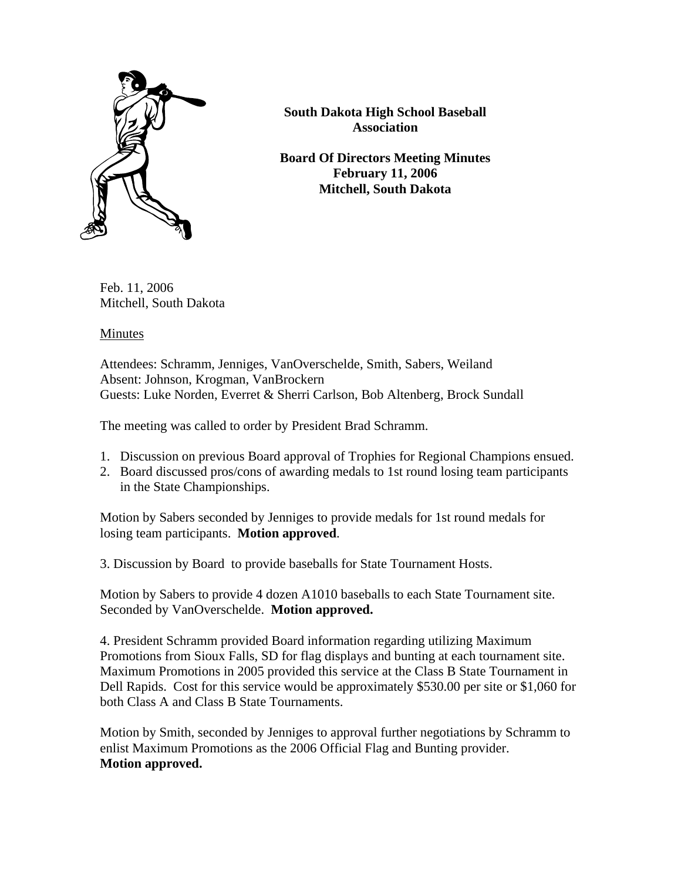**South Dakota High School Baseball Association**

**Board Of Directors Meeting Minutes**
**February 11, 2006**
**Mitchell, South Dakota**

Feb. 11, 2006
Mitchell, South Dakota

Minutes

Attendees: Schramm, Jenniges, VanOverschelde, Smith, Sabers, Weiland
Absent: Johnson, Krogman, VanBrockern
Guests: Luke Norden, Everret & Sherri Carlson, Bob Altenberg, Brock Sundall

The meeting was called to order by President Brad Schramm.

1. Discussion on previous Board approval of Trophies for Regional Champions ensued.
2. Board discussed pros/cons of awarding medals to 1st round losing team participants in the State Championships.

Motion by Sabers seconded by Jenniges to provide medals for 1st round medals for losing team participants. **Motion approved**.

3. Discussion by Board to provide baseballs for State Tournament Hosts.

Motion by Sabers to provide 4 dozen A1010 baseballs to each State Tournament site. Seconded by VanOverschelde. **Motion approved.**

4. President Schramm provided Board information regarding utilizing Maximum Promotions from Sioux Falls, SD for flag displays and bunting at each tournament site. Maximum Promotions in 2005 provided this service at the Class B State Tournament in Dell Rapids. Cost for this service would be approximately $530.00 per site or $1,060 for both Class A and Class B State Tournaments.

Motion by Smith, seconded by Jenniges to approval further negotiations by Schramm to enlist Maximum Promotions as the 2006 Official Flag and Bunting provider.
**Motion approved.**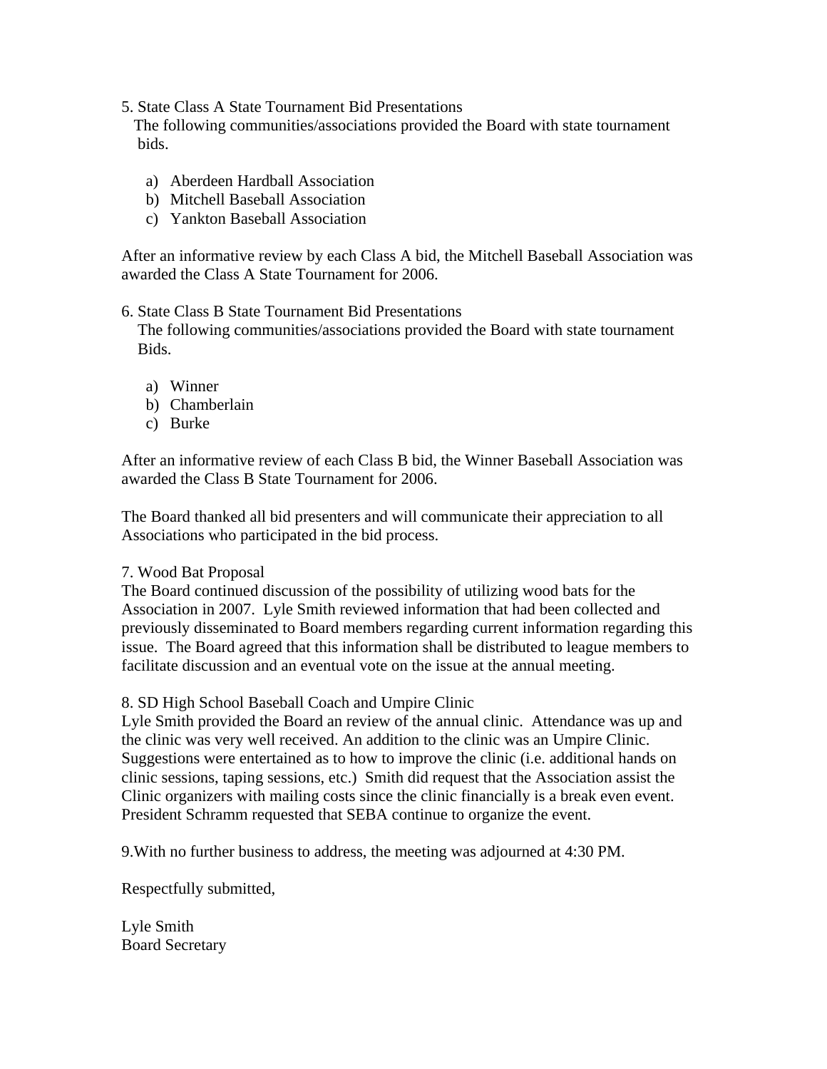5. State Class A State Tournament Bid Presentations

The following communities/associations provided the Board with state tournament bids.

a) Aberdeen Hardball Association
b) Mitchell Baseball Association
c) Yankton Baseball Association

After an informative review by each Class A bid, the Mitchell Baseball Association was awarded the Class A State Tournament for 2006.

6. State Class B State Tournament Bid Presentations

The following communities/associations provided the Board with state tournament Bids.

a) Winner
b) Chamberlain
c) Burke

After an informative review of each Class B bid, the Winner Baseball Association was awarded the Class B State Tournament for 2006.

The Board thanked all bid presenters and will communicate their appreciation to all Associations who participated in the bid process.

7. Wood Bat Proposal

The Board continued discussion of the possibility of utilizing wood bats for the Association in 2007. Lyle Smith reviewed information that had been collected and previously disseminated to Board members regarding current information regarding this issue. The Board agreed that this information shall be distributed to league members to facilitate discussion and an eventual vote on the issue at the annual meeting.

8. SD High School Baseball Coach and Umpire Clinic

Lyle Smith provided the Board an review of the annual clinic. Attendance was up and the clinic was very well received. An addition to the clinic was an Umpire Clinic. Suggestions were entertained as to how to improve the clinic (i.e. additional hands on clinic sessions, taping sessions, etc.) Smith did request that the Association assist the Clinic organizers with mailing costs since the clinic financially is a break even event. President Schramm requested that SEBA continue to organize the event.

9.With no further business to address, the meeting was adjourned at 4:30 PM.

Respectfully submitted,

Lyle Smith
Board Secretary